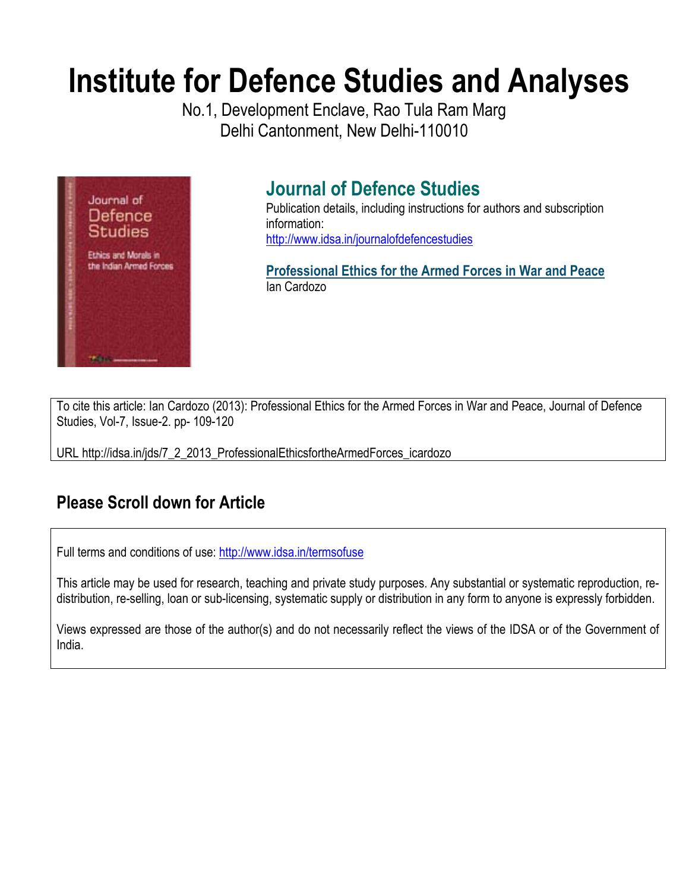# Institute for Defence Studies and Analyses

No.1, Development Enclave, Rao Tula Ram Marg
Delhi Cantonment, New Delhi-110010

## Journal of Defence Studies

Publication details, including instructions for authors and subscription information:
http://www.idsa.in/journalofdefencestudies

**Professional Ethics for the Armed Forces in War and Peace**
Ian Cardozo

To cite this article: Ian Cardozo (2013): Professional Ethics for the Armed Forces in War and Peace, Journal of Defence Studies, Vol-7, Issue-2. pp- 109-120

URL http://idsa.in/jds/7_2_2013_ProfessionalEthicsfortheArmedForces_icardozo

## Please Scroll down for Article

Full terms and conditions of use: http://www.idsa.in/termsofuse

This article may be used for research, teaching and private study purposes. Any substantial or systematic reproduction, re-distribution, re-selling, loan or sub-licensing, systematic supply or distribution in any form to anyone is expressly forbidden.

Views expressed are those of the author(s) and do not necessarily reflect the views of the IDSA or of the Government of India.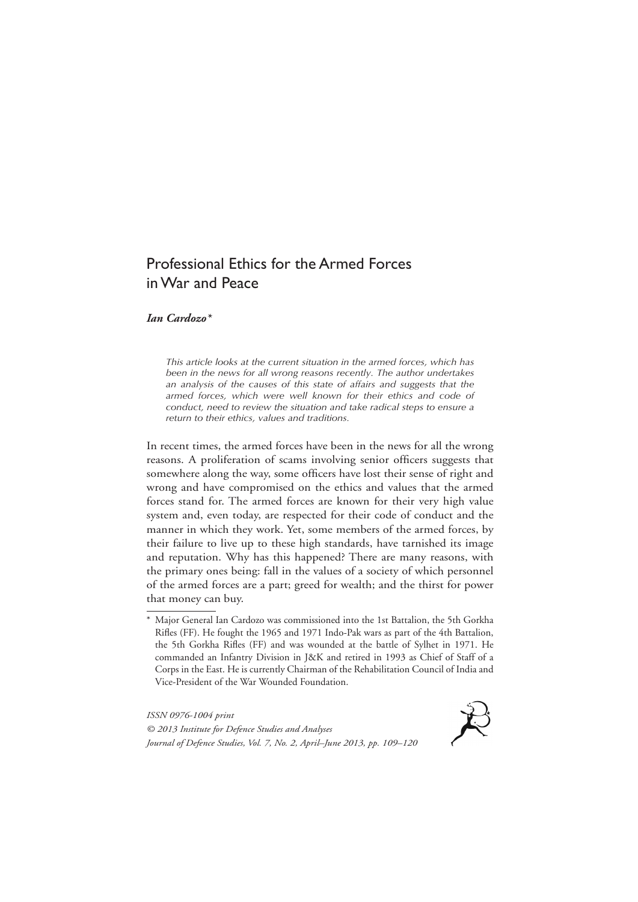# Professional Ethics for the Armed Forces in War and Peace

***Ian Cardozo****

*This article looks at the current situation in the armed forces, which has been in the news for all wrong reasons recently. The author undertakes an analysis of the causes of this state of affairs and suggests that the armed forces, which were well known for their ethics and code of conduct, need to review the situation and take radical steps to ensure a return to their ethics, values and traditions.*

In recent times, the armed forces have been in the news for all the wrong reasons. A proliferation of scams involving senior officers suggests that somewhere along the way, some officers have lost their sense of right and wrong and have compromised on the ethics and values that the armed forces stand for. The armed forces are known for their very high value system and, even today, are respected for their code of conduct and the manner in which they work. Yet, some members of the armed forces, by their failure to live up to these high standards, have tarnished its image and reputation. Why has this happened? There are many reasons, with the primary ones being: fall in the values of a society of which personnel of the armed forces are a part; greed for wealth; and the thirst for power that money can buy.

---

* Major General Ian Cardozo was commissioned into the 1st Battalion, the 5th Gorkha Rifles (FF). He fought the 1965 and 1971 Indo-Pak wars as part of the 4th Battalion, the 5th Gorkha Rifles (FF) and was wounded at the battle of Sylhet in 1971. He commanded an Infantry Division in J&K and retired in 1993 as Chief of Staff of a Corps in the East. He is currently Chairman of the Rehabilitation Council of India and Vice-President of the War Wounded Foundation.

*ISSN 0976-1004 print*
*© 2013 Institute for Defence Studies and Analyses*
*Journal of Defence Studies, Vol. 7, No. 2, April–June 2013, pp. 109–120*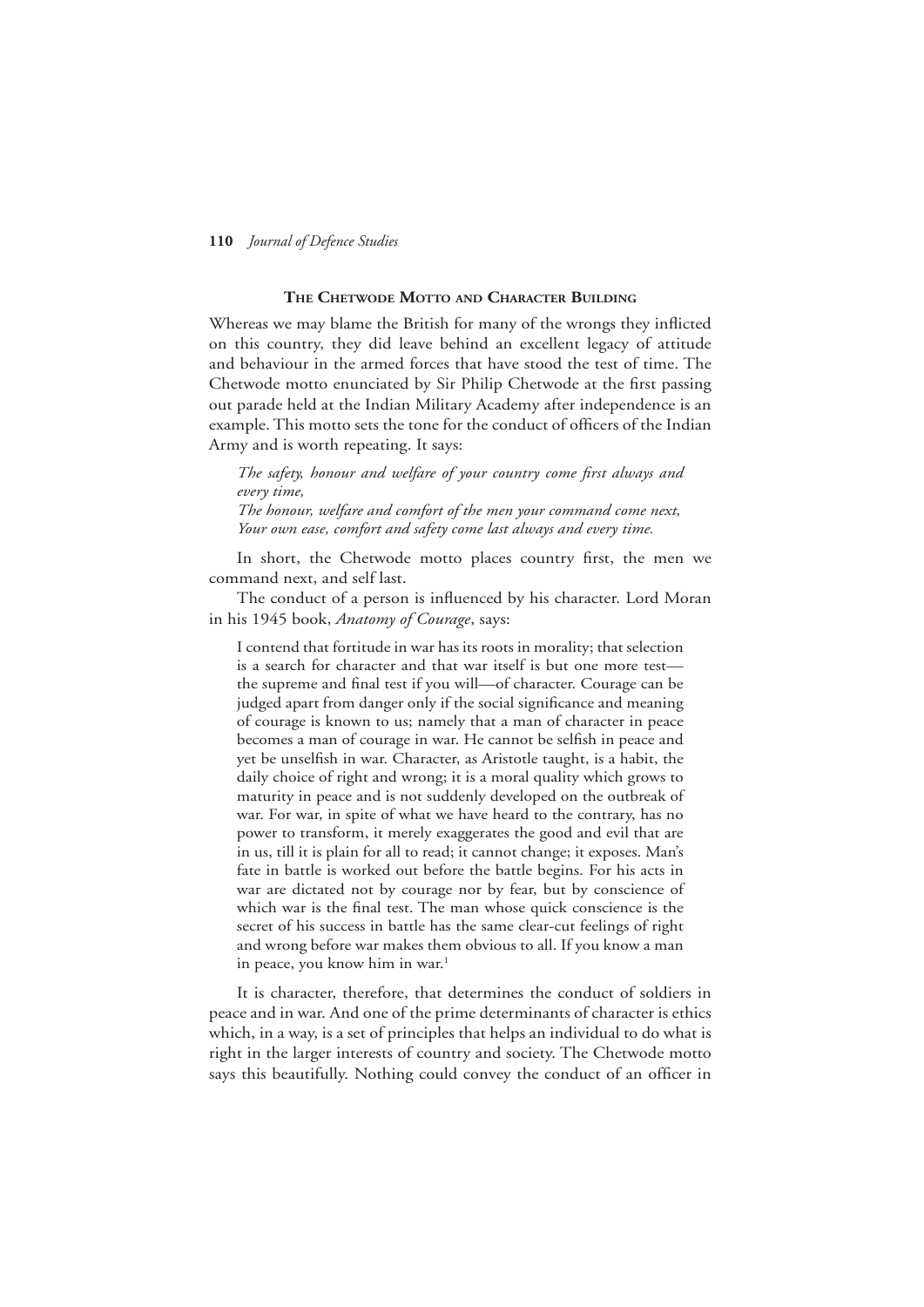### The Chetwode Motto and Character Building

Whereas we may blame the British for many of the wrongs they inflicted on this country, they did leave behind an excellent legacy of attitude and behaviour in the armed forces that have stood the test of time. The Chetwode motto enunciated by Sir Philip Chetwode at the first passing out parade held at the Indian Military Academy after independence is an example. This motto sets the tone for the conduct of officers of the Indian Army and is worth repeating. It says:

> *The safety, honour and welfare of your country come first always and every time,*
> *The honour, welfare and comfort of the men your command come next,*
> *Your own ease, comfort and safety come last always and every time.*

In short, the Chetwode motto places country first, the men we command next, and self last.

The conduct of a person is influenced by his character. Lord Moran in his 1945 book, *Anatomy of Courage*, says:

> I contend that fortitude in war has its roots in morality; that selection is a search for character and that war itself is but one more test—the supreme and final test if you will—of character. Courage can be judged apart from danger only if the social significance and meaning of courage is known to us; namely that a man of character in peace becomes a man of courage in war. He cannot be selfish in peace and yet be unselfish in war. Character, as Aristotle taught, is a habit, the daily choice of right and wrong; it is a moral quality which grows to maturity in peace and is not suddenly developed on the outbreak of war. For war, in spite of what we have heard to the contrary, has no power to transform, it merely exaggerates the good and evil that are in us, till it is plain for all to read; it cannot change; it exposes. Man's fate in battle is worked out before the battle begins. For his acts in war are dictated not by courage nor by fear, but by conscience of which war is the final test. The man whose quick conscience is the secret of his success in battle has the same clear-cut feelings of right and wrong before war makes them obvious to all. If you know a man in peace, you know him in war.[1]

It is character, therefore, that determines the conduct of soldiers in peace and in war. And one of the prime determinants of character is ethics which, in a way, is a set of principles that helps an individual to do what is right in the larger interests of country and society. The Chetwode motto says this beautifully. Nothing could convey the conduct of an officer in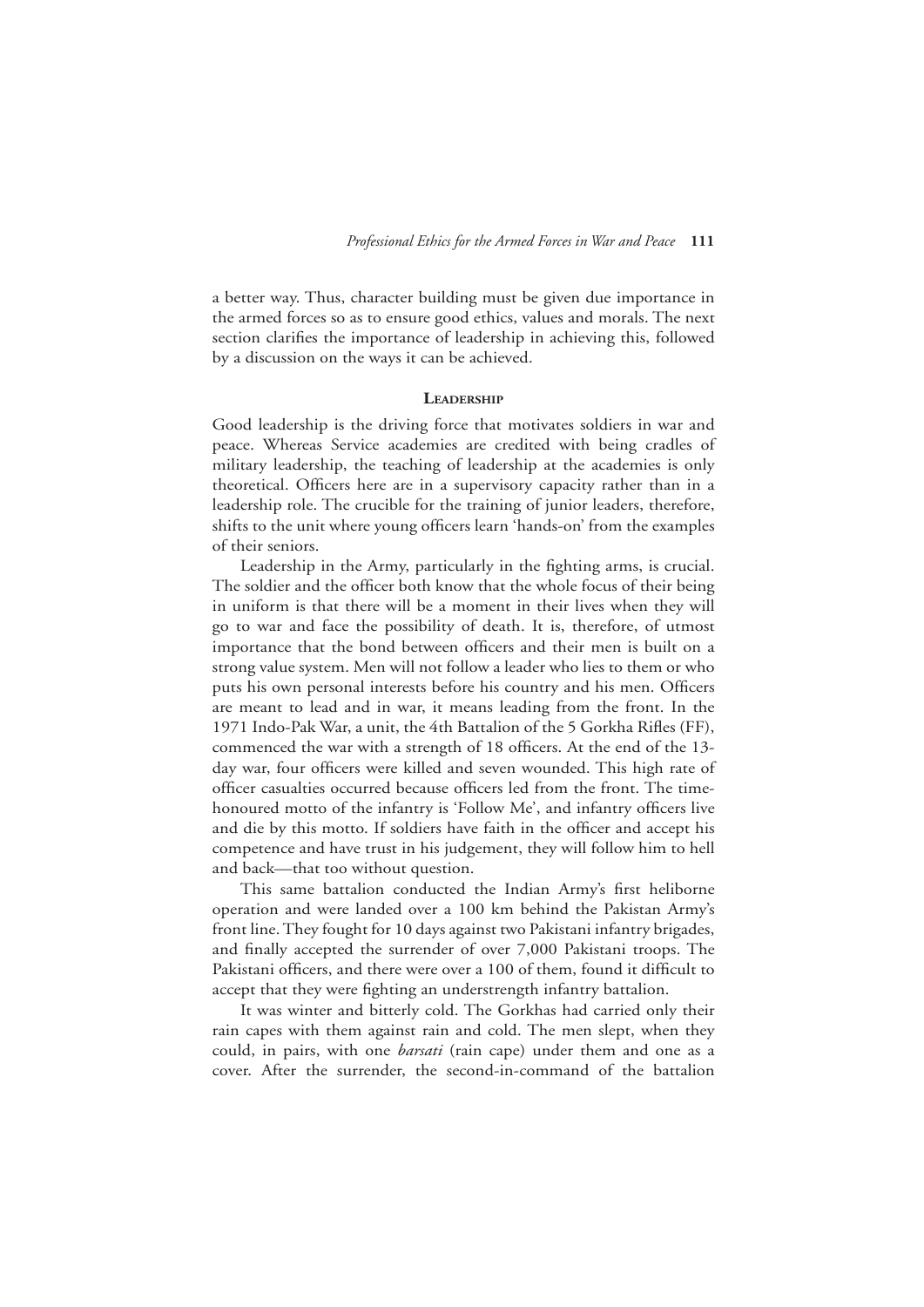a better way. Thus, character building must be given due importance in the armed forces so as to ensure good ethics, values and morals. The next section clarifies the importance of leadership in achieving this, followed by a discussion on the ways it can be achieved.

## Leadership

Good leadership is the driving force that motivates soldiers in war and peace. Whereas Service academies are credited with being cradles of military leadership, the teaching of leadership at the academies is only theoretical. Officers here are in a supervisory capacity rather than in a leadership role. The crucible for the training of junior leaders, therefore, shifts to the unit where young officers learn 'hands-on' from the examples of their seniors.

Leadership in the Army, particularly in the fighting arms, is crucial. The soldier and the officer both know that the whole focus of their being in uniform is that there will be a moment in their lives when they will go to war and face the possibility of death. It is, therefore, of utmost importance that the bond between officers and their men is built on a strong value system. Men will not follow a leader who lies to them or who puts his own personal interests before his country and his men. Officers are meant to lead and in war, it means leading from the front. In the 1971 Indo-Pak War, a unit, the 4th Battalion of the 5 Gorkha Rifles (FF), commenced the war with a strength of 18 officers. At the end of the 13-day war, four officers were killed and seven wounded. This high rate of officer casualties occurred because officers led from the front. The time-honoured motto of the infantry is 'Follow Me', and infantry officers live and die by this motto. If soldiers have faith in the officer and accept his competence and have trust in his judgement, they will follow him to hell and back—that too without question.

This same battalion conducted the Indian Army's first heliborne operation and were landed over a 100 km behind the Pakistan Army's front line. They fought for 10 days against two Pakistani infantry brigades, and finally accepted the surrender of over 7,000 Pakistani troops. The Pakistani officers, and there were over a 100 of them, found it difficult to accept that they were fighting an understrength infantry battalion.

It was winter and bitterly cold. The Gorkhas had carried only their rain capes with them against rain and cold. The men slept, when they could, in pairs, with one *barsati* (rain cape) under them and one as a cover. After the surrender, the second-in-command of the battalion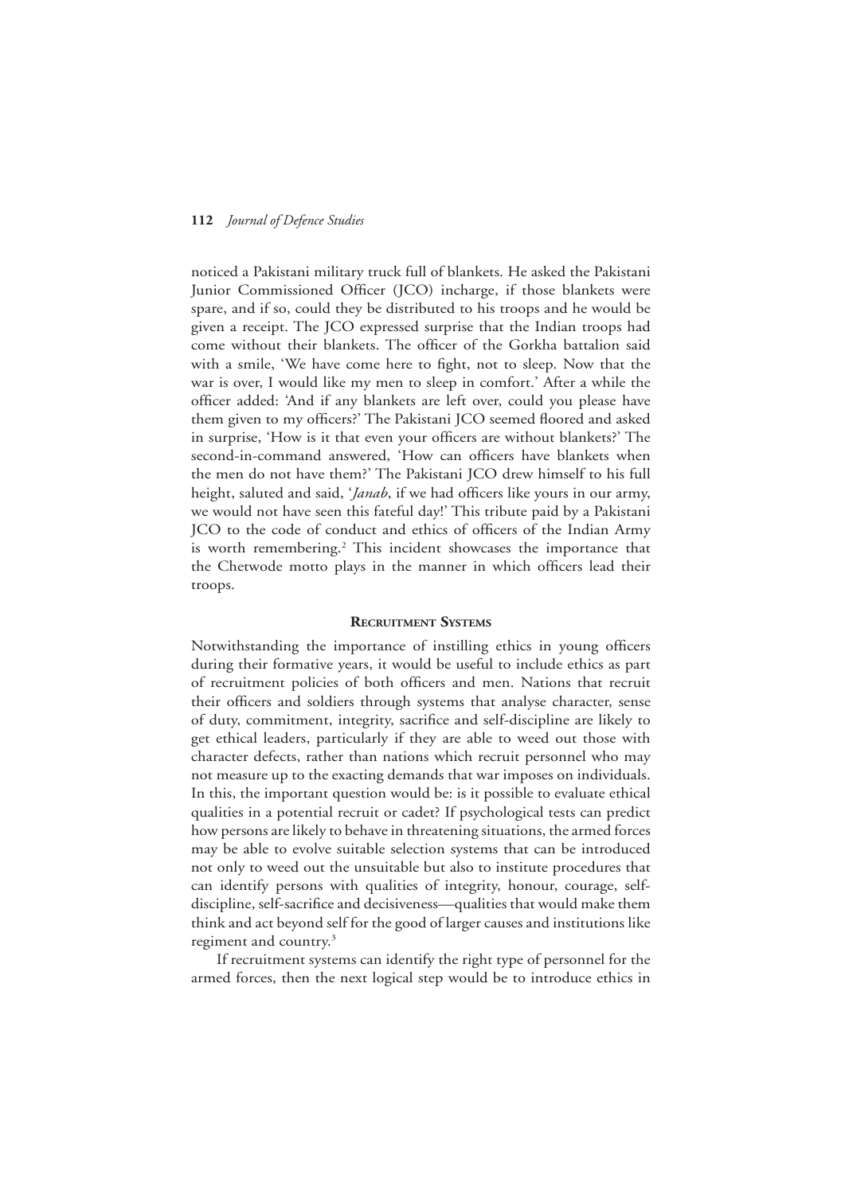noticed a Pakistani military truck full of blankets. He asked the Pakistani Junior Commissioned Officer (JCO) incharge, if those blankets were spare, and if so, could they be distributed to his troops and he would be given a receipt. The JCO expressed surprise that the Indian troops had come without their blankets. The officer of the Gorkha battalion said with a smile, 'We have come here to fight, not to sleep. Now that the war is over, I would like my men to sleep in comfort.' After a while the officer added: 'And if any blankets are left over, could you please have them given to my officers?' The Pakistani JCO seemed floored and asked in surprise, 'How is it that even your officers are without blankets?' The second-in-command answered, 'How can officers have blankets when the men do not have them?' The Pakistani JCO drew himself to his full height, saluted and said, '*Janab*, if we had officers like yours in our army, we would not have seen this fateful day!' This tribute paid by a Pakistani JCO to the code of conduct and ethics of officers of the Indian Army is worth remembering.[2] This incident showcases the importance that the Chetwode motto plays in the manner in which officers lead their troops.

## Recruitment Systems

Notwithstanding the importance of instilling ethics in young officers during their formative years, it would be useful to include ethics as part of recruitment policies of both officers and men. Nations that recruit their officers and soldiers through systems that analyse character, sense of duty, commitment, integrity, sacrifice and self-discipline are likely to get ethical leaders, particularly if they are able to weed out those with character defects, rather than nations which recruit personnel who may not measure up to the exacting demands that war imposes on individuals. In this, the important question would be: is it possible to evaluate ethical qualities in a potential recruit or cadet? If psychological tests can predict how persons are likely to behave in threatening situations, the armed forces may be able to evolve suitable selection systems that can be introduced not only to weed out the unsuitable but also to institute procedures that can identify persons with qualities of integrity, honour, courage, self-discipline, self-sacrifice and decisiveness—qualities that would make them think and act beyond self for the good of larger causes and institutions like regiment and country.[3]

If recruitment systems can identify the right type of personnel for the armed forces, then the next logical step would be to introduce ethics in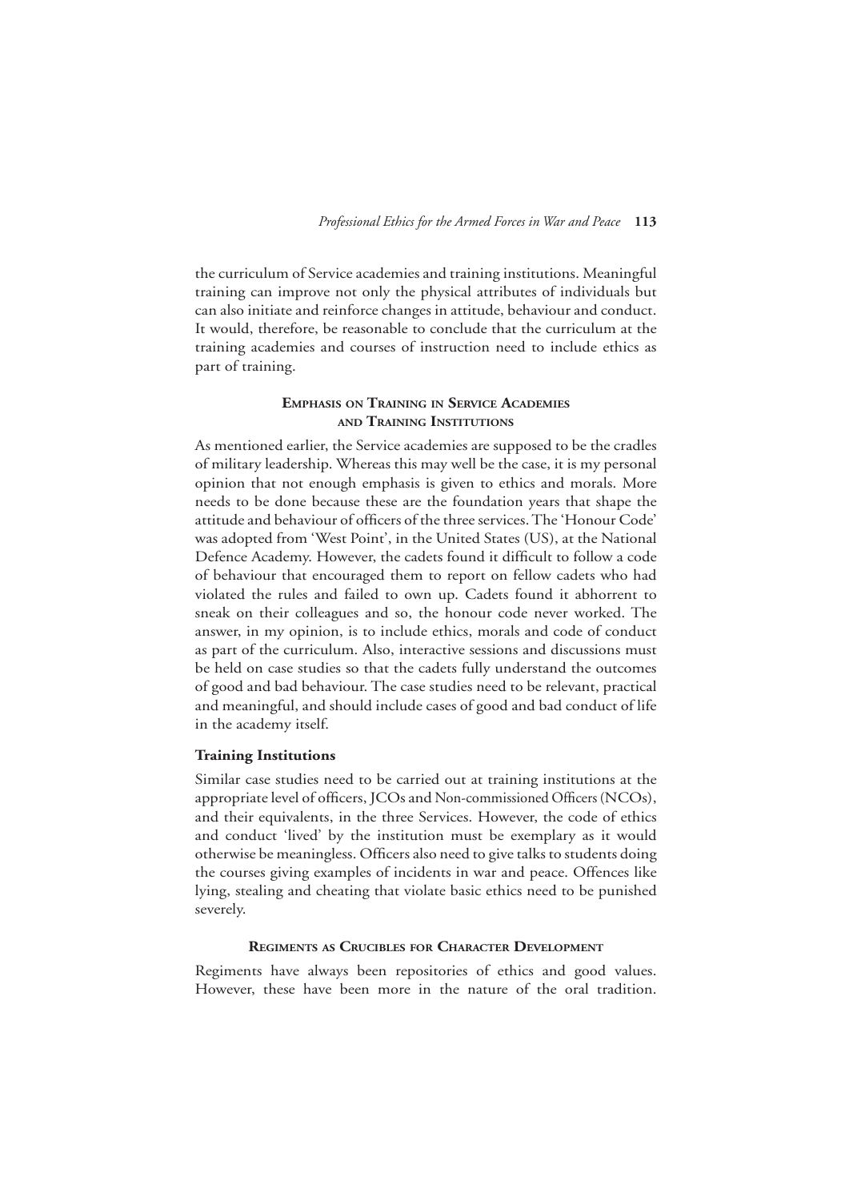the curriculum of Service academies and training institutions. Meaningful training can improve not only the physical attributes of individuals but can also initiate and reinforce changes in attitude, behaviour and conduct. It would, therefore, be reasonable to conclude that the curriculum at the training academies and courses of instruction need to include ethics as part of training.

## Emphasis on Training in Service Academies and Training Institutions

As mentioned earlier, the Service academies are supposed to be the cradles of military leadership. Whereas this may well be the case, it is my personal opinion that not enough emphasis is given to ethics and morals. More needs to be done because these are the foundation years that shape the attitude and behaviour of officers of the three services. The 'Honour Code' was adopted from 'West Point', in the United States (US), at the National Defence Academy. However, the cadets found it difficult to follow a code of behaviour that encouraged them to report on fellow cadets who had violated the rules and failed to own up. Cadets found it abhorrent to sneak on their colleagues and so, the honour code never worked. The answer, in my opinion, is to include ethics, morals and code of conduct as part of the curriculum. Also, interactive sessions and discussions must be held on case studies so that the cadets fully understand the outcomes of good and bad behaviour. The case studies need to be relevant, practical and meaningful, and should include cases of good and bad conduct of life in the academy itself.

### Training Institutions

Similar case studies need to be carried out at training institutions at the appropriate level of officers, JCOs and Non-commissioned Officers (NCOs), and their equivalents, in the three Services. However, the code of ethics and conduct 'lived' by the institution must be exemplary as it would otherwise be meaningless. Officers also need to give talks to students doing the courses giving examples of incidents in war and peace. Offences like lying, stealing and cheating that violate basic ethics need to be punished severely.

## Regiments as Crucibles for Character Development

Regiments have always been repositories of ethics and good values. However, these have been more in the nature of the oral tradition.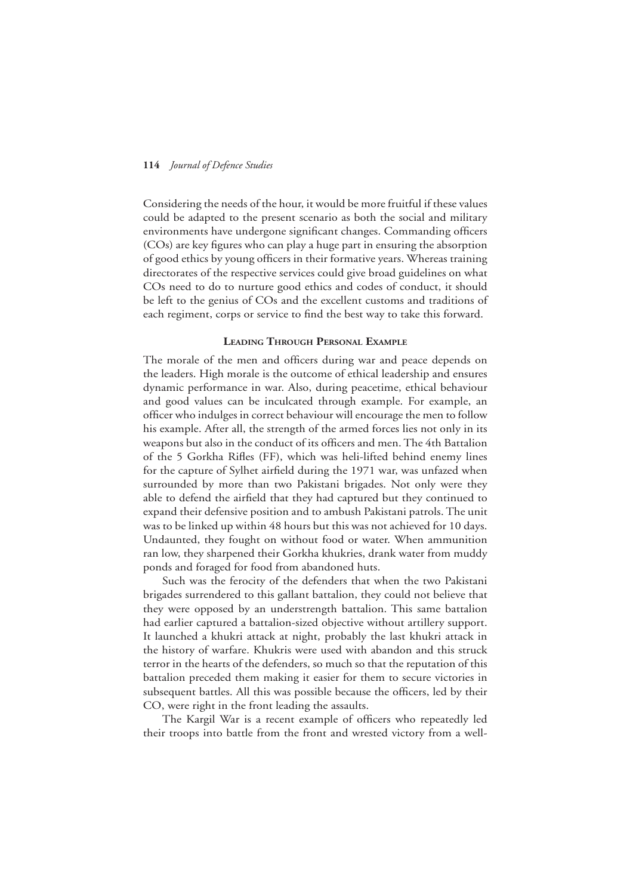Considering the needs of the hour, it would be more fruitful if these values could be adapted to the present scenario as both the social and military environments have undergone significant changes. Commanding officers (COs) are key figures who can play a huge part in ensuring the absorption of good ethics by young officers in their formative years. Whereas training directorates of the respective services could give broad guidelines on what COs need to do to nurture good ethics and codes of conduct, it should be left to the genius of COs and the excellent customs and traditions of each regiment, corps or service to find the best way to take this forward.

## Leading Through Personal Example

The morale of the men and officers during war and peace depends on the leaders. High morale is the outcome of ethical leadership and ensures dynamic performance in war. Also, during peacetime, ethical behaviour and good values can be inculcated through example. For example, an officer who indulges in correct behaviour will encourage the men to follow his example. After all, the strength of the armed forces lies not only in its weapons but also in the conduct of its officers and men. The 4th Battalion of the 5 Gorkha Rifles (FF), which was heli-lifted behind enemy lines for the capture of Sylhet airfield during the 1971 war, was unfazed when surrounded by more than two Pakistani brigades. Not only were they able to defend the airfield that they had captured but they continued to expand their defensive position and to ambush Pakistani patrols. The unit was to be linked up within 48 hours but this was not achieved for 10 days. Undaunted, they fought on without food or water. When ammunition ran low, they sharpened their Gorkha khukries, drank water from muddy ponds and foraged for food from abandoned huts.

Such was the ferocity of the defenders that when the two Pakistani brigades surrendered to this gallant battalion, they could not believe that they were opposed by an understrength battalion. This same battalion had earlier captured a battalion-sized objective without artillery support. It launched a khukri attack at night, probably the last khukri attack in the history of warfare. Khukris were used with abandon and this struck terror in the hearts of the defenders, so much so that the reputation of this battalion preceded them making it easier for them to secure victories in subsequent battles. All this was possible because the officers, led by their CO, were right in the front leading the assaults.

The Kargil War is a recent example of officers who repeatedly led their troops into battle from the front and wrested victory from a well-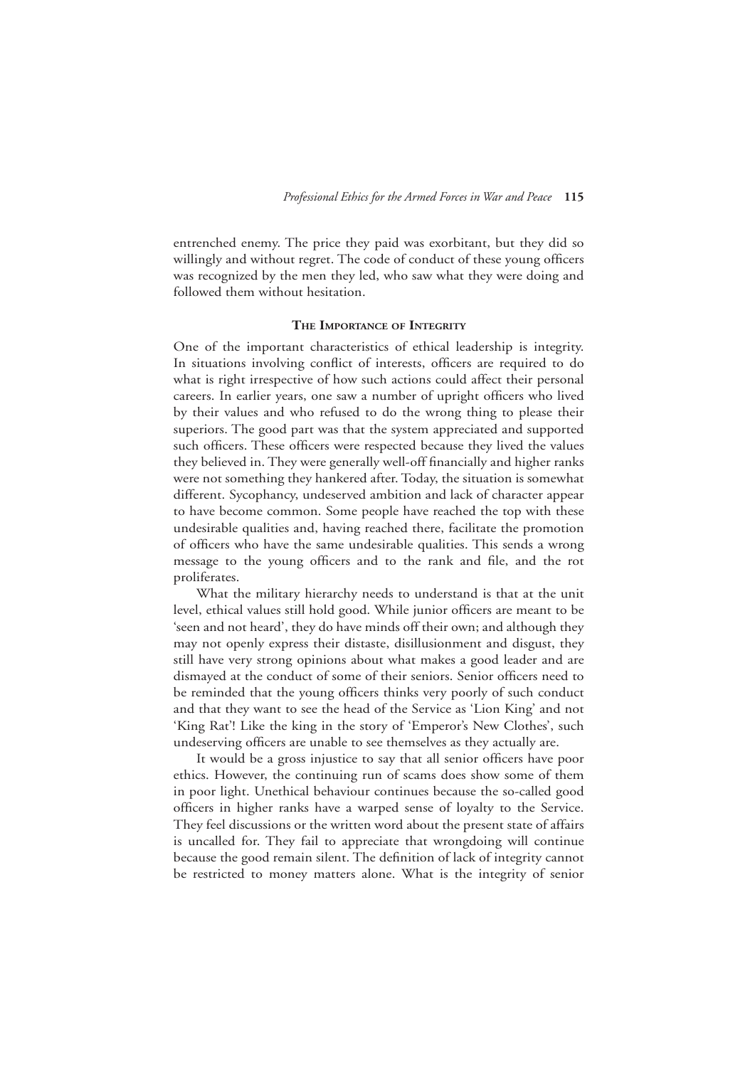entrenched enemy. The price they paid was exorbitant, but they did so willingly and without regret. The code of conduct of these young officers was recognized by the men they led, who saw what they were doing and followed them without hesitation.

## The Importance of Integrity

One of the important characteristics of ethical leadership is integrity. In situations involving conflict of interests, officers are required to do what is right irrespective of how such actions could affect their personal careers. In earlier years, one saw a number of upright officers who lived by their values and who refused to do the wrong thing to please their superiors. The good part was that the system appreciated and supported such officers. These officers were respected because they lived the values they believed in. They were generally well-off financially and higher ranks were not something they hankered after. Today, the situation is somewhat different. Sycophancy, undeserved ambition and lack of character appear to have become common. Some people have reached the top with these undesirable qualities and, having reached there, facilitate the promotion of officers who have the same undesirable qualities. This sends a wrong message to the young officers and to the rank and file, and the rot proliferates.

What the military hierarchy needs to understand is that at the unit level, ethical values still hold good. While junior officers are meant to be 'seen and not heard', they do have minds off their own; and although they may not openly express their distaste, disillusionment and disgust, they still have very strong opinions about what makes a good leader and are dismayed at the conduct of some of their seniors. Senior officers need to be reminded that the young officers thinks very poorly of such conduct and that they want to see the head of the Service as 'Lion King' and not 'King Rat'! Like the king in the story of 'Emperor's New Clothes', such undeserving officers are unable to see themselves as they actually are.

It would be a gross injustice to say that all senior officers have poor ethics. However, the continuing run of scams does show some of them in poor light. Unethical behaviour continues because the so-called good officers in higher ranks have a warped sense of loyalty to the Service. They feel discussions or the written word about the present state of affairs is uncalled for. They fail to appreciate that wrongdoing will continue because the good remain silent. The definition of lack of integrity cannot be restricted to money matters alone. What is the integrity of senior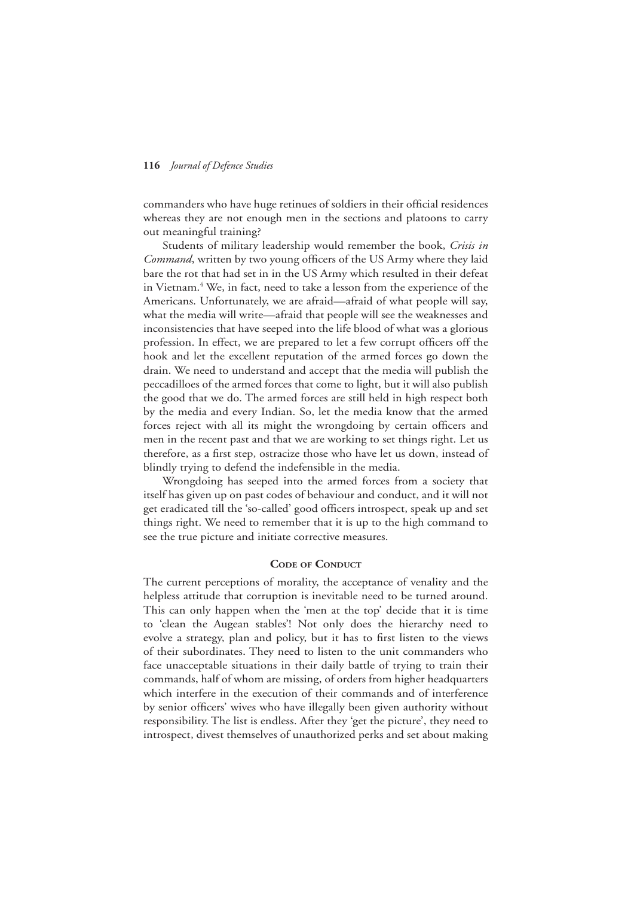commanders who have huge retinues of soldiers in their official residences whereas they are not enough men in the sections and platoons to carry out meaningful training?

Students of military leadership would remember the book, *Crisis in Command*, written by two young officers of the US Army where they laid bare the rot that had set in in the US Army which resulted in their defeat in Vietnam.[4] We, in fact, need to take a lesson from the experience of the Americans. Unfortunately, we are afraid—afraid of what people will say, what the media will write—afraid that people will see the weaknesses and inconsistencies that have seeped into the life blood of what was a glorious profession. In effect, we are prepared to let a few corrupt officers off the hook and let the excellent reputation of the armed forces go down the drain. We need to understand and accept that the media will publish the peccadilloes of the armed forces that come to light, but it will also publish the good that we do. The armed forces are still held in high respect both by the media and every Indian. So, let the media know that the armed forces reject with all its might the wrongdoing by certain officers and men in the recent past and that we are working to set things right. Let us therefore, as a first step, ostracize those who have let us down, instead of blindly trying to defend the indefensible in the media.

Wrongdoing has seeped into the armed forces from a society that itself has given up on past codes of behaviour and conduct, and it will not get eradicated till the 'so-called' good officers introspect, speak up and set things right. We need to remember that it is up to the high command to see the true picture and initiate corrective measures.

## Code of Conduct

The current perceptions of morality, the acceptance of venality and the helpless attitude that corruption is inevitable need to be turned around. This can only happen when the 'men at the top' decide that it is time to 'clean the Augean stables'! Not only does the hierarchy need to evolve a strategy, plan and policy, but it has to first listen to the views of their subordinates. They need to listen to the unit commanders who face unacceptable situations in their daily battle of trying to train their commands, half of whom are missing, of orders from higher headquarters which interfere in the execution of their commands and of interference by senior officers' wives who have illegally been given authority without responsibility. The list is endless. After they 'get the picture', they need to introspect, divest themselves of unauthorized perks and set about making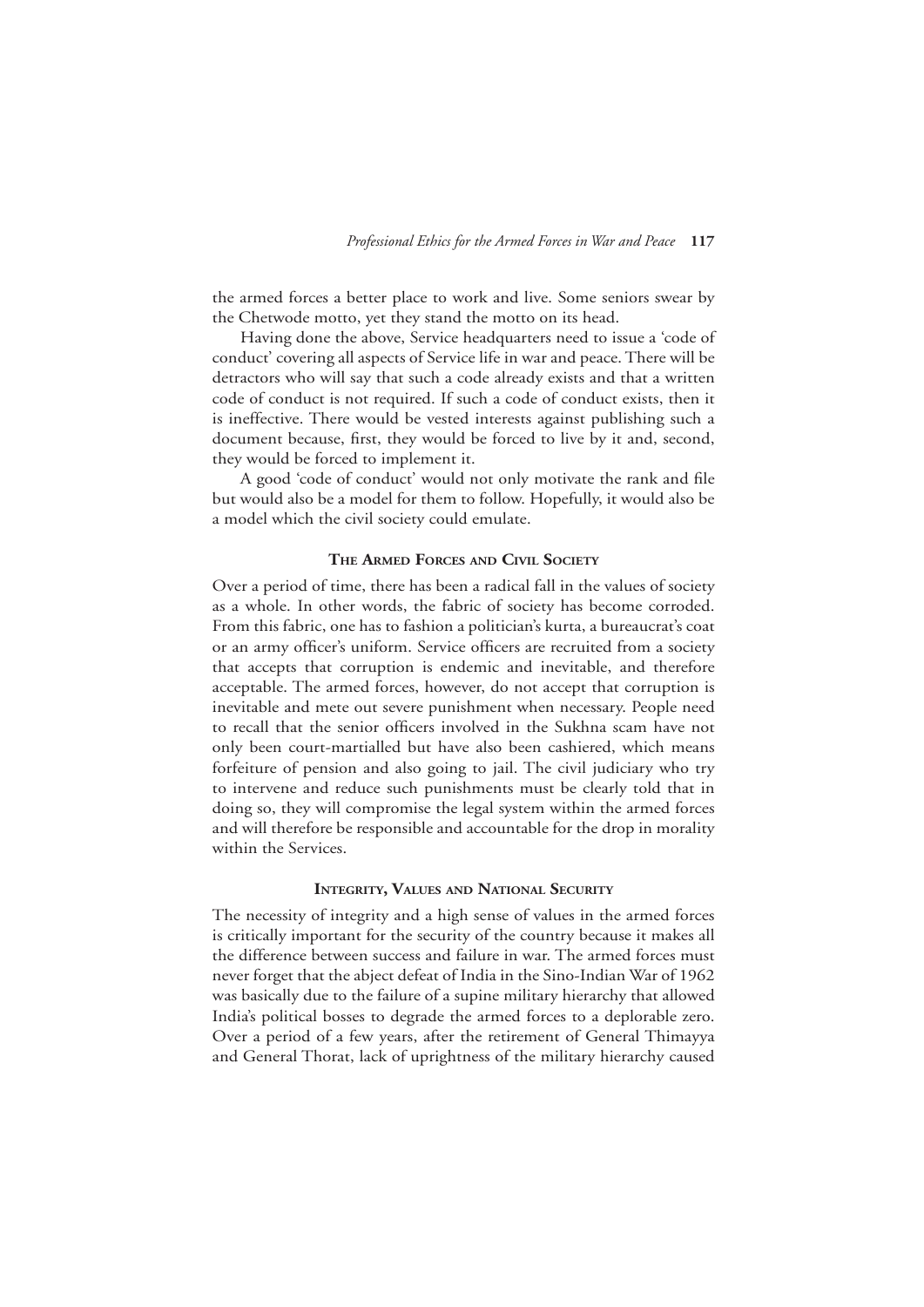the armed forces a better place to work and live. Some seniors swear by the Chetwode motto, yet they stand the motto on its head.

Having done the above, Service headquarters need to issue a 'code of conduct' covering all aspects of Service life in war and peace. There will be detractors who will say that such a code already exists and that a written code of conduct is not required. If such a code of conduct exists, then it is ineffective. There would be vested interests against publishing such a document because, first, they would be forced to live by it and, second, they would be forced to implement it.

A good 'code of conduct' would not only motivate the rank and file but would also be a model for them to follow. Hopefully, it would also be a model which the civil society could emulate.

### The Armed Forces and Civil Society

Over a period of time, there has been a radical fall in the values of society as a whole. In other words, the fabric of society has become corroded. From this fabric, one has to fashion a politician's kurta, a bureaucrat's coat or an army officer's uniform. Service officers are recruited from a society that accepts that corruption is endemic and inevitable, and therefore acceptable. The armed forces, however, do not accept that corruption is inevitable and mete out severe punishment when necessary. People need to recall that the senior officers involved in the Sukhna scam have not only been court-martialled but have also been cashiered, which means forfeiture of pension and also going to jail. The civil judiciary who try to intervene and reduce such punishments must be clearly told that in doing so, they will compromise the legal system within the armed forces and will therefore be responsible and accountable for the drop in morality within the Services.

### Integrity, Values and National Security

The necessity of integrity and a high sense of values in the armed forces is critically important for the security of the country because it makes all the difference between success and failure in war. The armed forces must never forget that the abject defeat of India in the Sino-Indian War of 1962 was basically due to the failure of a supine military hierarchy that allowed India's political bosses to degrade the armed forces to a deplorable zero. Over a period of a few years, after the retirement of General Thimayya and General Thorat, lack of uprightness of the military hierarchy caused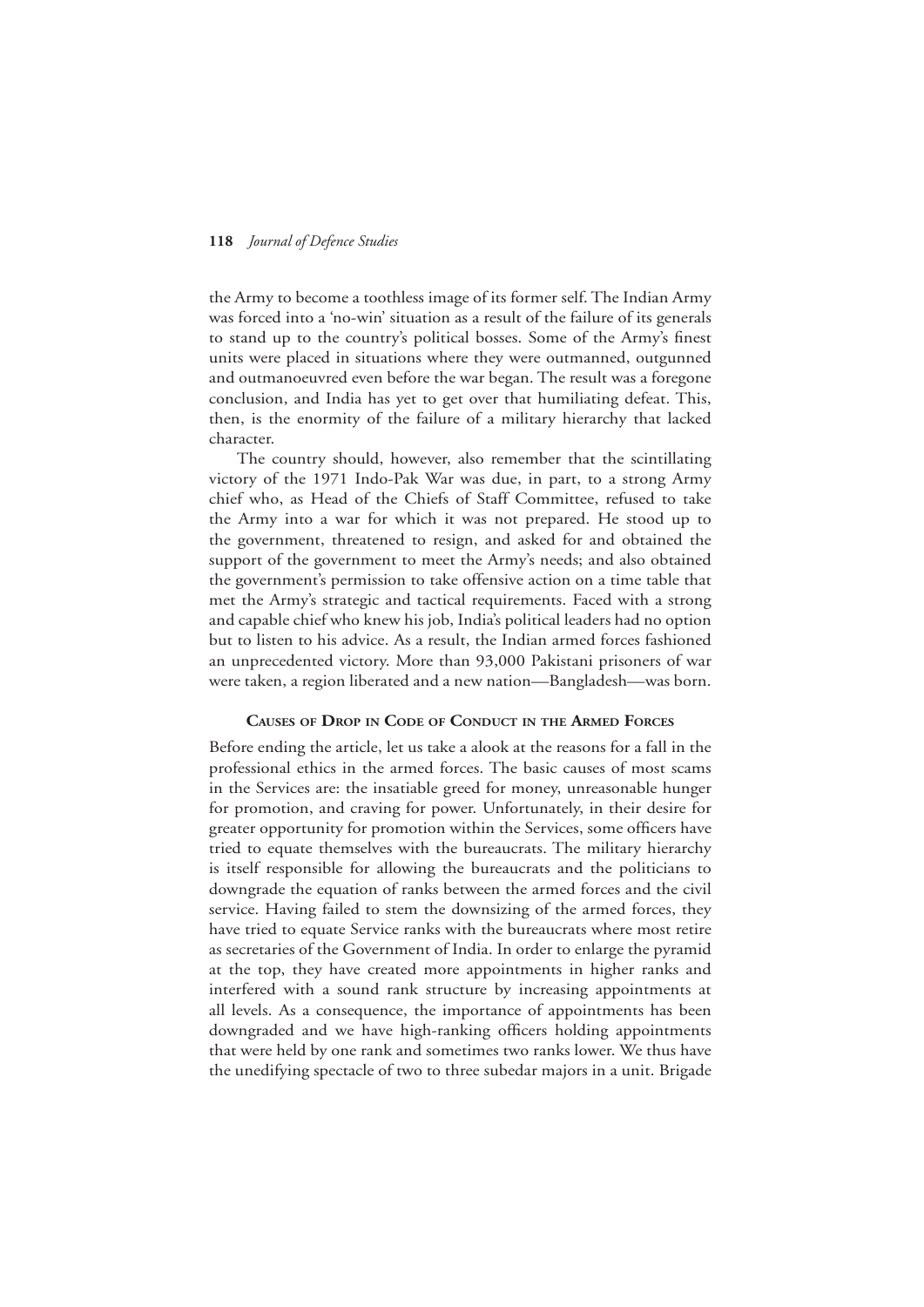the Army to become a toothless image of its former self. The Indian Army was forced into a 'no-win' situation as a result of the failure of its generals to stand up to the country's political bosses. Some of the Army's finest units were placed in situations where they were outmanned, outgunned and outmanoeuvred even before the war began. The result was a foregone conclusion, and India has yet to get over that humiliating defeat. This, then, is the enormity of the failure of a military hierarchy that lacked character.

The country should, however, also remember that the scintillating victory of the 1971 Indo-Pak War was due, in part, to a strong Army chief who, as Head of the Chiefs of Staff Committee, refused to take the Army into a war for which it was not prepared. He stood up to the government, threatened to resign, and asked for and obtained the support of the government to meet the Army's needs; and also obtained the government's permission to take offensive action on a time table that met the Army's strategic and tactical requirements. Faced with a strong and capable chief who knew his job, India's political leaders had no option but to listen to his advice. As a result, the Indian armed forces fashioned an unprecedented victory. More than 93,000 Pakistani prisoners of war were taken, a region liberated and a new nation—Bangladesh—was born.

### Causes of Drop in Code of Conduct in the Armed Forces

Before ending the article, let us take a alook at the reasons for a fall in the professional ethics in the armed forces. The basic causes of most scams in the Services are: the insatiable greed for money, unreasonable hunger for promotion, and craving for power. Unfortunately, in their desire for greater opportunity for promotion within the Services, some officers have tried to equate themselves with the bureaucrats. The military hierarchy is itself responsible for allowing the bureaucrats and the politicians to downgrade the equation of ranks between the armed forces and the civil service. Having failed to stem the downsizing of the armed forces, they have tried to equate Service ranks with the bureaucrats where most retire as secretaries of the Government of India. In order to enlarge the pyramid at the top, they have created more appointments in higher ranks and interfered with a sound rank structure by increasing appointments at all levels. As a consequence, the importance of appointments has been downgraded and we have high-ranking officers holding appointments that were held by one rank and sometimes two ranks lower. We thus have the unedifying spectacle of two to three subedar majors in a unit. Brigade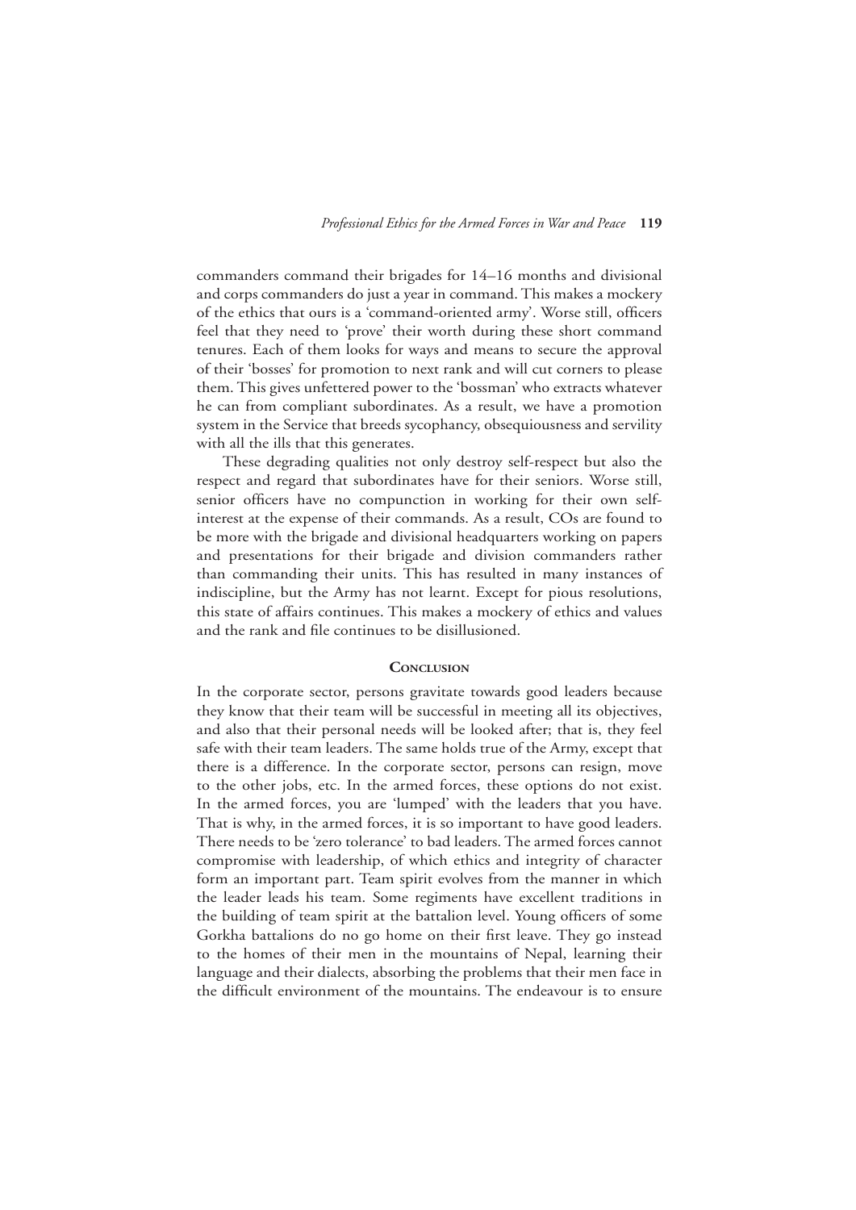commanders command their brigades for 14–16 months and divisional and corps commanders do just a year in command. This makes a mockery of the ethics that ours is a 'command-oriented army'. Worse still, officers feel that they need to 'prove' their worth during these short command tenures. Each of them looks for ways and means to secure the approval of their 'bosses' for promotion to next rank and will cut corners to please them. This gives unfettered power to the 'bossman' who extracts whatever he can from compliant subordinates. As a result, we have a promotion system in the Service that breeds sycophancy, obsequiousness and servility with all the ills that this generates.

These degrading qualities not only destroy self-respect but also the respect and regard that subordinates have for their seniors. Worse still, senior officers have no compunction in working for their own self-interest at the expense of their commands. As a result, COs are found to be more with the brigade and divisional headquarters working on papers and presentations for their brigade and division commanders rather than commanding their units. This has resulted in many instances of indiscipline, but the Army has not learnt. Except for pious resolutions, this state of affairs continues. This makes a mockery of ethics and values and the rank and file continues to be disillusioned.

## Conclusion

In the corporate sector, persons gravitate towards good leaders because they know that their team will be successful in meeting all its objectives, and also that their personal needs will be looked after; that is, they feel safe with their team leaders. The same holds true of the Army, except that there is a difference. In the corporate sector, persons can resign, move to the other jobs, etc. In the armed forces, these options do not exist. In the armed forces, you are 'lumped' with the leaders that you have. That is why, in the armed forces, it is so important to have good leaders. There needs to be 'zero tolerance' to bad leaders. The armed forces cannot compromise with leadership, of which ethics and integrity of character form an important part. Team spirit evolves from the manner in which the leader leads his team. Some regiments have excellent traditions in the building of team spirit at the battalion level. Young officers of some Gorkha battalions do no go home on their first leave. They go instead to the homes of their men in the mountains of Nepal, learning their language and their dialects, absorbing the problems that their men face in the difficult environment of the mountains. The endeavour is to ensure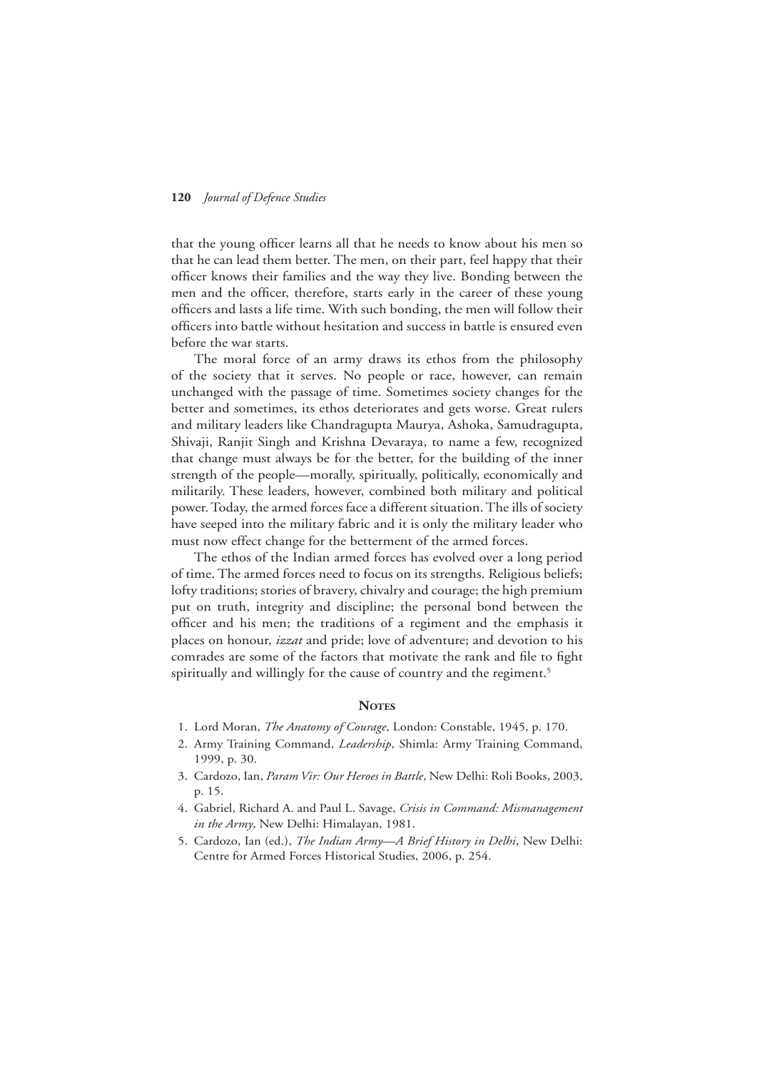that the young officer learns all that he needs to know about his men so that he can lead them better. The men, on their part, feel happy that their officer knows their families and the way they live. Bonding between the men and the officer, therefore, starts early in the career of these young officers and lasts a life time. With such bonding, the men will follow their officers into battle without hesitation and success in battle is ensured even before the war starts.

The moral force of an army draws its ethos from the philosophy of the society that it serves. No people or race, however, can remain unchanged with the passage of time. Sometimes society changes for the better and sometimes, its ethos deteriorates and gets worse. Great rulers and military leaders like Chandragupta Maurya, Ashoka, Samudragupta, Shivaji, Ranjit Singh and Krishna Devaraya, to name a few, recognized that change must always be for the better, for the building of the inner strength of the people—morally, spiritually, politically, economically and militarily. These leaders, however, combined both military and political power. Today, the armed forces face a different situation. The ills of society have seeped into the military fabric and it is only the military leader who must now effect change for the betterment of the armed forces.

The ethos of the Indian armed forces has evolved over a long period of time. The armed forces need to focus on its strengths. Religious beliefs; lofty traditions; stories of bravery, chivalry and courage; the high premium put on truth, integrity and discipline; the personal bond between the officer and his men; the traditions of a regiment and the emphasis it places on honour, *izzat* and pride; love of adventure; and devotion to his comrades are some of the factors that motivate the rank and file to fight spiritually and willingly for the cause of country and the regiment.[5]

## Notes

1. Lord Moran, *The Anatomy of Courage*, London: Constable, 1945, p. 170.
2. Army Training Command, *Leadership*, Shimla: Army Training Command, 1999, p. 30.
3. Cardozo, Ian, *Param Vir: Our Heroes in Battle*, New Delhi: Roli Books, 2003, p. 15.
4. Gabriel, Richard A. and Paul L. Savage, *Crisis in Command: Mismanagement in the Army*, New Delhi: Himalayan, 1981.
5. Cardozo, Ian (ed.), *The Indian Army—A Brief History in Delhi*, New Delhi: Centre for Armed Forces Historical Studies, 2006, p. 254.